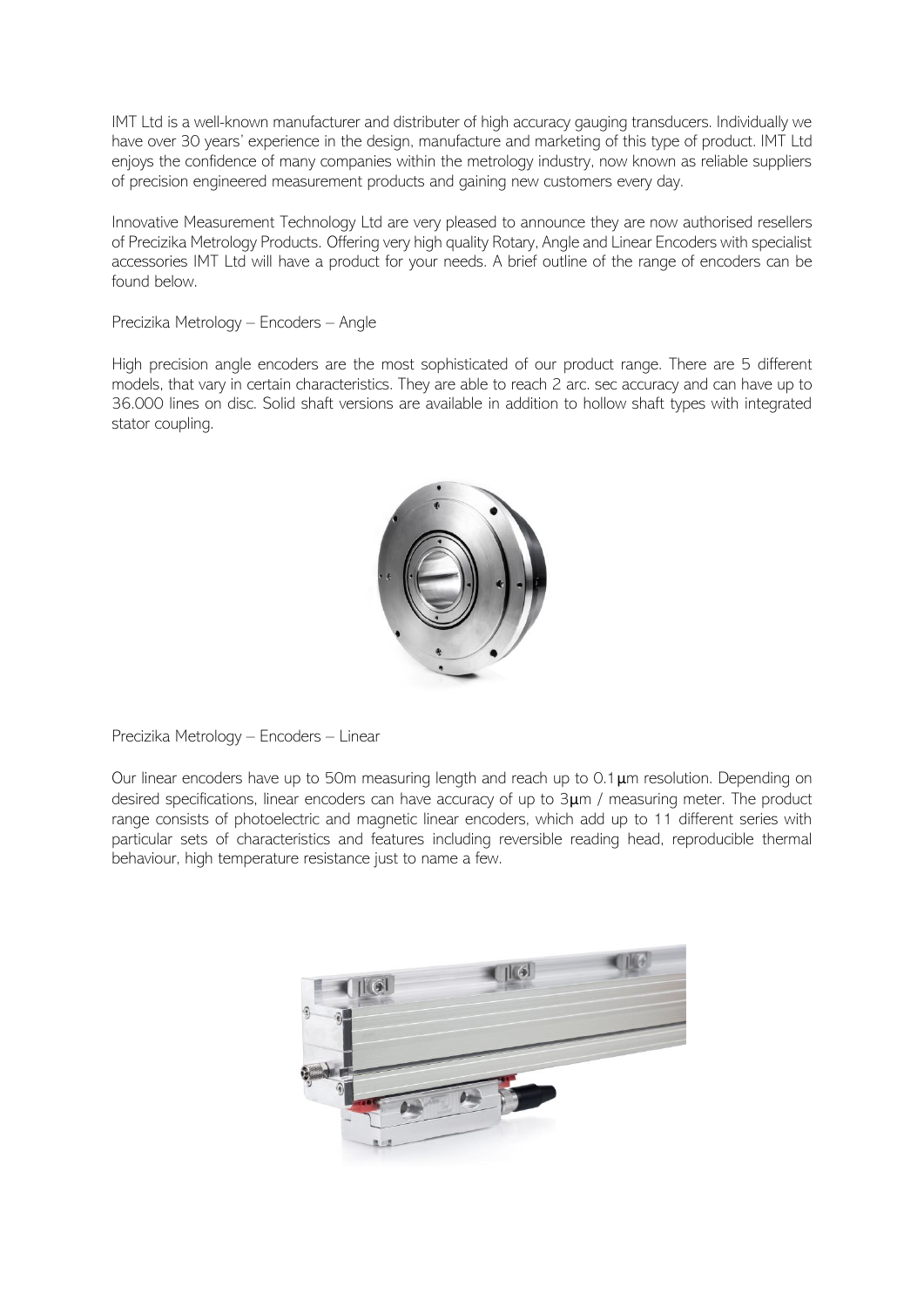IMT Ltd is a well-known manufacturer and distributer of high accuracy gauging transducers. Individually we have over 30 years' experience in the design, manufacture and marketing of this type of product. IMT Ltd enjoys the confidence of many companies within the metrology industry, now known as reliable suppliers of precision engineered measurement products and gaining new customers every day.

Innovative Measurement Technology Ltd are very pleased to announce they are now authorised resellers of Precizika Metrology Products. Offering very high quality Rotary, Angle and Linear Encoders with specialist accessories IMT Ltd will have a product for your needs. A brief outline of the range of encoders can be found below.

Precizika Metrology – Encoders – Angle

High precision angle encoders are the most sophisticated of our product range. There are 5 different models, that vary in certain characteristics. They are able to reach 2 arc. sec accuracy and can have up to 36.000 lines on disc. Solid shaft versions are available in addition to hollow shaft types with integrated stator coupling.

Precizika Metrology – Encoders – Linear

Our linear encoders have up to 50m measuring length and reach up to 0.1μm resolution. Depending on desired specifications, linear encoders can have accuracy of up to 3μm / measuring meter. The product range consists of photoelectric and magnetic linear encoders, which add up to 11 different series with particular sets of characteristics and features including reversible reading head, reproducible thermal behaviour, high temperature resistance just to name a few.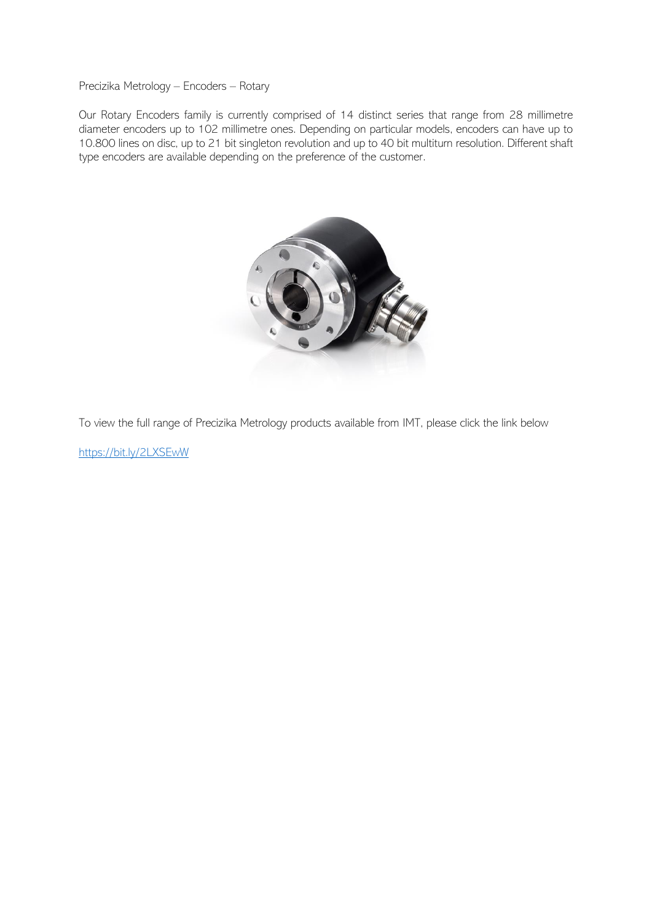Precizika Metrology – Encoders – Rotary

Our Rotary Encoders family is currently comprised of 14 distinct series that range from 28 millimetre diameter encoders up to 102 millimetre ones. Depending on particular models, encoders can have up to 10.800 lines on disc, up to 21 bit singleton revolution and up to 40 bit multiturn resolution. Different shaft type encoders are available depending on the preference of the customer.

To view the full range of Precizika Metrology products available from IMT, please click the link below

https://bit.ly/2LXSEwW